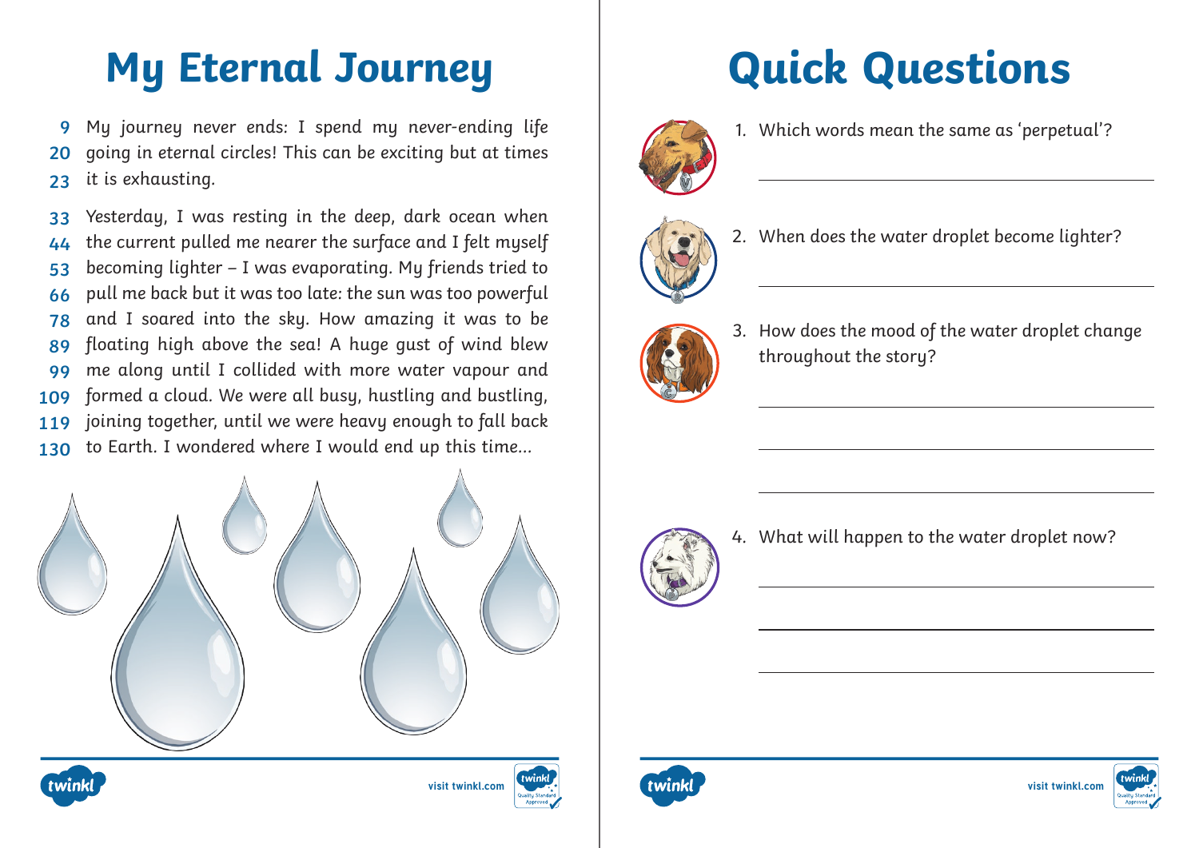# My Eternal Journey

9 My journey never ends: I spend my never-ending life
20 going in eternal circles! This can be exciting but at times
23 it is exhausting.

33 Yesterday, I was resting in the deep, dark ocean when
44 the current pulled me nearer the surface and I felt myself
53 becoming lighter – I was evaporating. My friends tried to
66 pull me back but it was too late: the sun was too powerful
78 and I soared into the sky. How amazing it was to be
89 floating high above the sea! A huge gust of wind blew
99 me along until I collided with more water vapour and
109 formed a cloud. We were all busy, hustling and bustling,
119 joining together, until we were heavy enough to fall back
130 to Earth. I wondered where I would end up this time...

# Quick Questions

1. Which words mean the same as 'perpetual'?

2. When does the water droplet become lighter?

3. How does the mood of the water droplet change throughout the story?

4. What will happen to the water droplet now?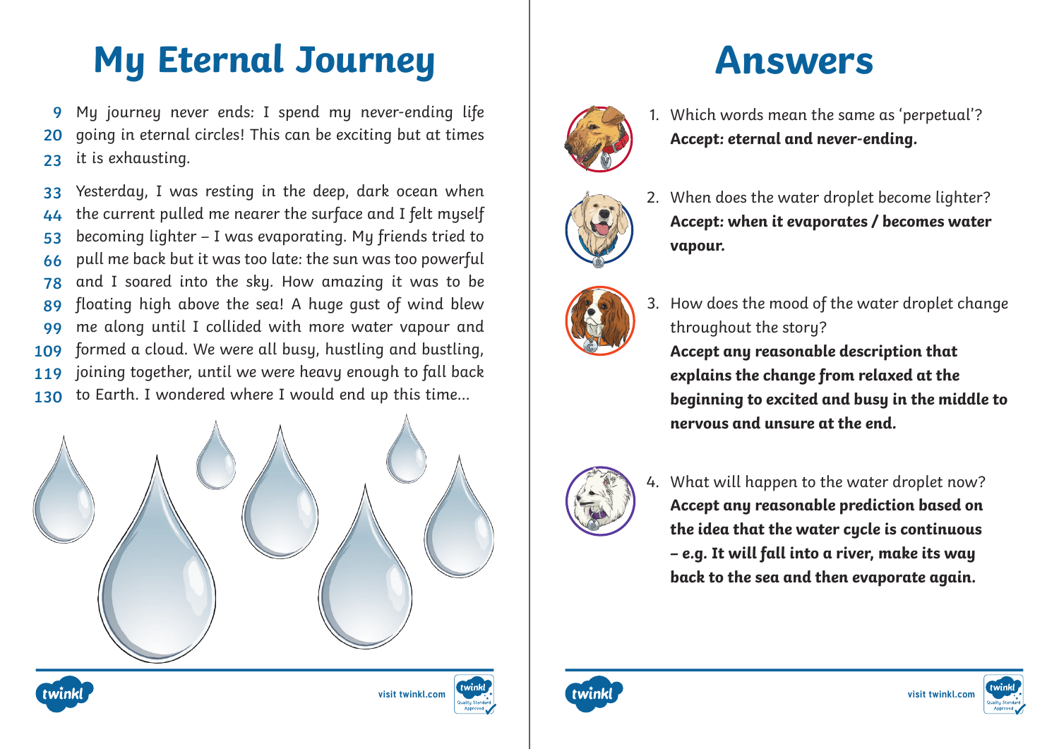# My Eternal Journey

9 My journey never ends: I spend my never-ending life
20 going in eternal circles! This can be exciting but at times
23 it is exhausting.

33 Yesterday, I was resting in the deep, dark ocean when
44 the current pulled me nearer the surface and I felt myself
53 becoming lighter – I was evaporating. My friends tried to
66 pull me back but it was too late: the sun was too powerful
78 and I soared into the sky. How amazing it was to be
89 floating high above the sea! A huge gust of wind blew
99 me along until I collided with more water vapour and
109 formed a cloud. We were all busy, hustling and bustling,
119 joining together, until we were heavy enough to fall back
130 to Earth. I wondered where I would end up this time...

# Answers

1. Which words mean the same as 'perpetual'?
   **Accept: eternal and never-ending.**

2. When does the water droplet become lighter?
   **Accept: when it evaporates / becomes water vapour.**

3. How does the mood of the water droplet change throughout the story?
   **Accept any reasonable description that explains the change from relaxed at the beginning to excited and busy in the middle to nervous and unsure at the end.**

4. What will happen to the water droplet now?
   **Accept any reasonable prediction based on the idea that the water cycle is continuous – e.g. It will fall into a river, make its way back to the sea and then evaporate again.**